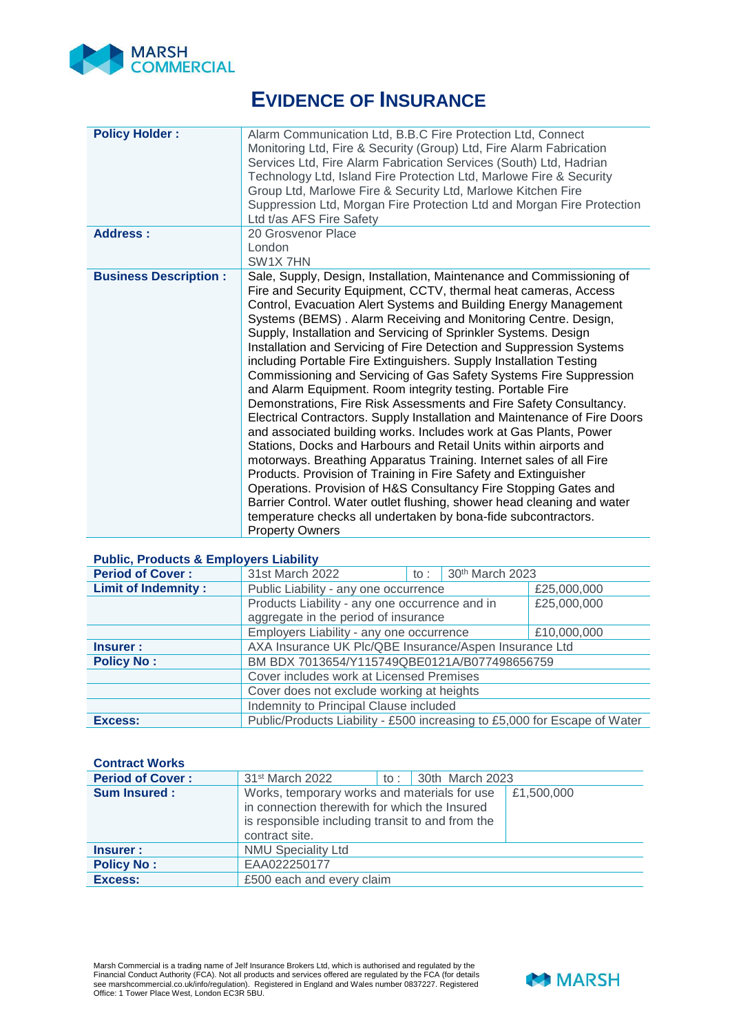# EVIDENCE OF INSURANCE

| | |
|---|---|
| **Policy Holder :** | Alarm Communication Ltd, B.B.C Fire Protection Ltd, Connect Monitoring Ltd, Fire & Security (Group) Ltd, Fire Alarm Fabrication Services Ltd, Fire Alarm Fabrication Services (South) Ltd, Hadrian Technology Ltd, Island Fire Protection Ltd, Marlowe Fire & Security Group Ltd, Marlowe Fire & Security Ltd, Marlowe Kitchen Fire Suppression Ltd, Morgan Fire Protection Ltd and Morgan Fire Protection Ltd t/as AFS Fire Safety |
| **Address :** | 20 Grosvenor Place<br>London<br>SW1X 7HN |
| **Business Description :** | Sale, Supply, Design, Installation, Maintenance and Commissioning of Fire and Security Equipment, CCTV, thermal heat cameras, Access Control, Evacuation Alert Systems and Building Energy Management Systems (BEMS) . Alarm Receiving and Monitoring Centre. Design, Supply, Installation and Servicing of Sprinkler Systems. Design Installation and Servicing of Fire Detection and Suppression Systems including Portable Fire Extinguishers. Supply Installation Testing Commissioning and Servicing of Gas Safety Systems Fire Suppression and Alarm Equipment. Room integrity testing. Portable Fire Demonstrations, Fire Risk Assessments and Fire Safety Consultancy. Electrical Contractors. Supply Installation and Maintenance of Fire Doors and associated building works. Includes work at Gas Plants, Power Stations, Docks and Harbours and Retail Units within airports and motorways. Breathing Apparatus Training. Internet sales of all Fire Products. Provision of Training in Fire Safety and Extinguisher Operations. Provision of H&S Consultancy Fire Stopping Gates and Barrier Control. Water outlet flushing, shower head cleaning and water temperature checks all undertaken by bona-fide subcontractors. Property Owners |

**Public, Products & Employers Liability**

| | | | | |
|---|---|---|---|---|
| **Period of Cover :** | 31st March 2022 | to : | 30th March 2023 | |
| **Limit of Indemnity :** | Public Liability - any one occurrence | | | £25,000,000 |
| | Products Liability - any one occurrence and in aggregate in the period of insurance | | | £25,000,000 |
| | Employers Liability - any one occurrence | | | £10,000,000 |
| **Insurer :** | AXA Insurance UK Plc/QBE Insurance/Aspen Insurance Ltd | | | |
| **Policy No :** | BM BDX 7013654/Y115749QBE0121A/B077498656759 | | | |
| | Cover includes work at Licensed Premises | | | |
| | Cover does not exclude working at heights | | | |
| | Indemnity to Principal Clause included | | | |
| **Excess:** | Public/Products Liability - £500 increasing to £5,000 for Escape of Water | | | |

**Contract Works**

| | | | | |
|---|---|---|---|---|
| **Period of Cover :** | 31st March 2022 | to : | 30th March 2023 | |
| **Sum Insured :** | Works, temporary works and materials for use in connection therewith for which the Insured is responsible including transit to and from the contract site. | | | £1,500,000 |
| **Insurer :** | NMU Speciality Ltd | | | |
| **Policy No :** | EAA022250177 | | | |
| **Excess:** | £500 each and every claim | | | |

Marsh Commercial is a trading name of Jelf Insurance Brokers Ltd, which is authorised and regulated by the Financial Conduct Authority (FCA). Not all products and services offered are regulated by the FCA (for details see marshcommercial.co.uk/info/regulation). Registered in England and Wales number 0837227. Registered Office: 1 Tower Place West, London EC3R 5BU.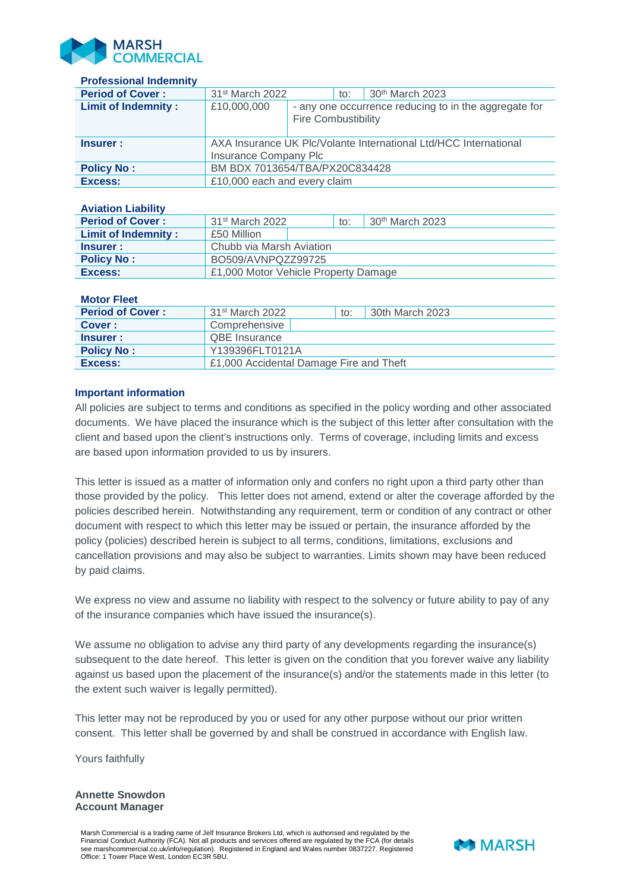MARSH COMMERCIAL

### Professional Indemnity

| | | | |
|---|---|---|---|
| **Period of Cover :** | 31st March 2022 | to: | 30th March 2023 |
| **Limit of Indemnity :** | £10,000,000 | - any one occurrence reducing to in the aggregate for Fire Combustibility | |
| **Insurer :** | AXA Insurance UK Plc/Volante International Ltd/HCC International Insurance Company Plc | | |
| **Policy No :** | BM BDX 7013654/TBA/PX20C834428 | | |
| **Excess:** | £10,000 each and every claim | | |

### Aviation Liability

| | | | |
|---|---|---|---|
| **Period of Cover :** | 31st March 2022 | to: | 30th March 2023 |
| **Limit of Indemnity :** | £50 Million | | |
| **Insurer :** | Chubb via Marsh Aviation | | |
| **Policy No :** | BO509/AVNPQZZ99725 | | |
| **Excess:** | £1,000 Motor Vehicle Property Damage | | |

### Motor Fleet

| | | | |
|---|---|---|---|
| **Period of Cover :** | 31st March 2022 | to: | 30th March 2023 |
| **Cover :** | Comprehensive | | |
| **Insurer :** | QBE Insurance | | |
| **Policy No :** | Y139396FLT0121A | | |
| **Excess:** | £1,000 Accidental Damage Fire and Theft | | |

### Important information

All policies are subject to terms and conditions as specified in the policy wording and other associated documents. We have placed the insurance which is the subject of this letter after consultation with the client and based upon the client's instructions only. Terms of coverage, including limits and excess are based upon information provided to us by insurers.

This letter is issued as a matter of information only and confers no right upon a third party other than those provided by the policy. This letter does not amend, extend or alter the coverage afforded by the policies described herein. Notwithstanding any requirement, term or condition of any contract or other document with respect to which this letter may be issued or pertain, the insurance afforded by the policy (policies) described herein is subject to all terms, conditions, limitations, exclusions and cancellation provisions and may also be subject to warranties. Limits shown may have been reduced by paid claims.

We express no view and assume no liability with respect to the solvency or future ability to pay of any of the insurance companies which have issued the insurance(s).

We assume no obligation to advise any third party of any developments regarding the insurance(s) subsequent to the date hereof. This letter is given on the condition that you forever waive any liability against us based upon the placement of the insurance(s) and/or the statements made in this letter (to the extent such waiver is legally permitted).

This letter may not be reproduced by you or used for any other purpose without our prior written consent. This letter shall be governed by and shall be construed in accordance with English law.

Yours faithfully

**Annette Snowdon**
**Account Manager**

Marsh Commercial is a trading name of Jelf Insurance Brokers Ltd, which is authorised and regulated by the Financial Conduct Authority (FCA). Not all products and services offered are regulated by the FCA (for details see marshcommercial.co.uk/info/regulation). Registered in England and Wales number 0837227. Registered Office: 1 Tower Place West, London EC3R 5BU.

MARSH